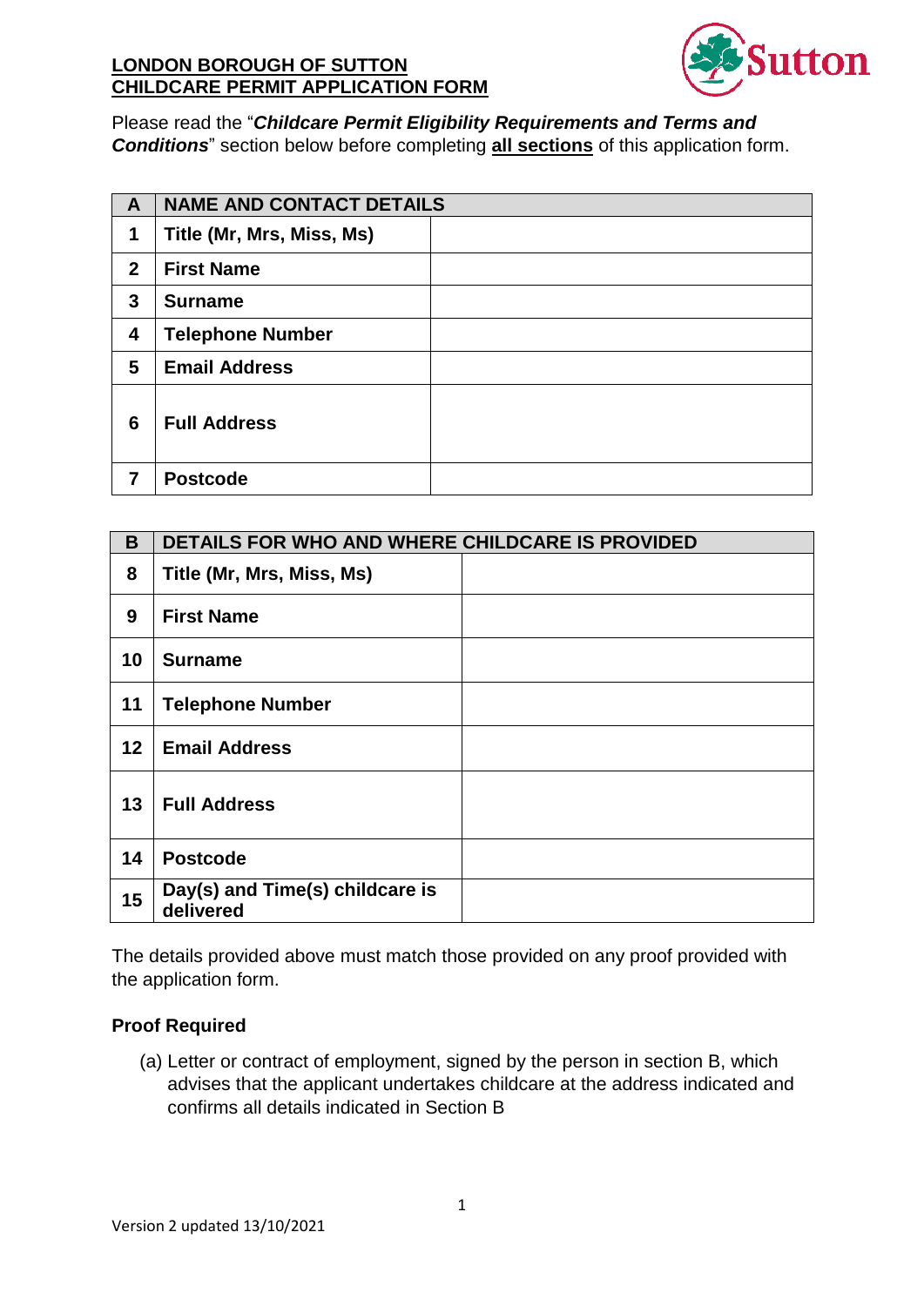# LONDON BOROUGH OF SUTTON
# CHILDCARE PERMIT APPLICATION FORM

Please read the "***Childcare Permit Eligibility Requirements and Terms and Conditions***" section below before completing **all sections** of this application form.

| A | NAME AND CONTACT DETAILS | |
|---|---|---|
| 1 | Title (Mr, Mrs, Miss, Ms) | |
| 2 | First Name | |
| 3 | Surname | |
| 4 | Telephone Number | |
| 5 | Email Address | |
| 6 | Full Address | |
| 7 | Postcode | |

| B | DETAILS FOR WHO AND WHERE CHILDCARE IS PROVIDED | |
|---|---|---|
| 8 | Title (Mr, Mrs, Miss, Ms) | |
| 9 | First Name | |
| 10 | Surname | |
| 11 | Telephone Number | |
| 12 | Email Address | |
| 13 | Full Address | |
| 14 | Postcode | |
| 15 | Day(s) and Time(s) childcare is delivered | |

The details provided above must match those provided on any proof provided with the application form.

**Proof Required**

(a) Letter or contract of employment, signed by the person in section B, which advises that the applicant undertakes childcare at the address indicated and confirms all details indicated in Section B

Version 2 updated 13/10/2021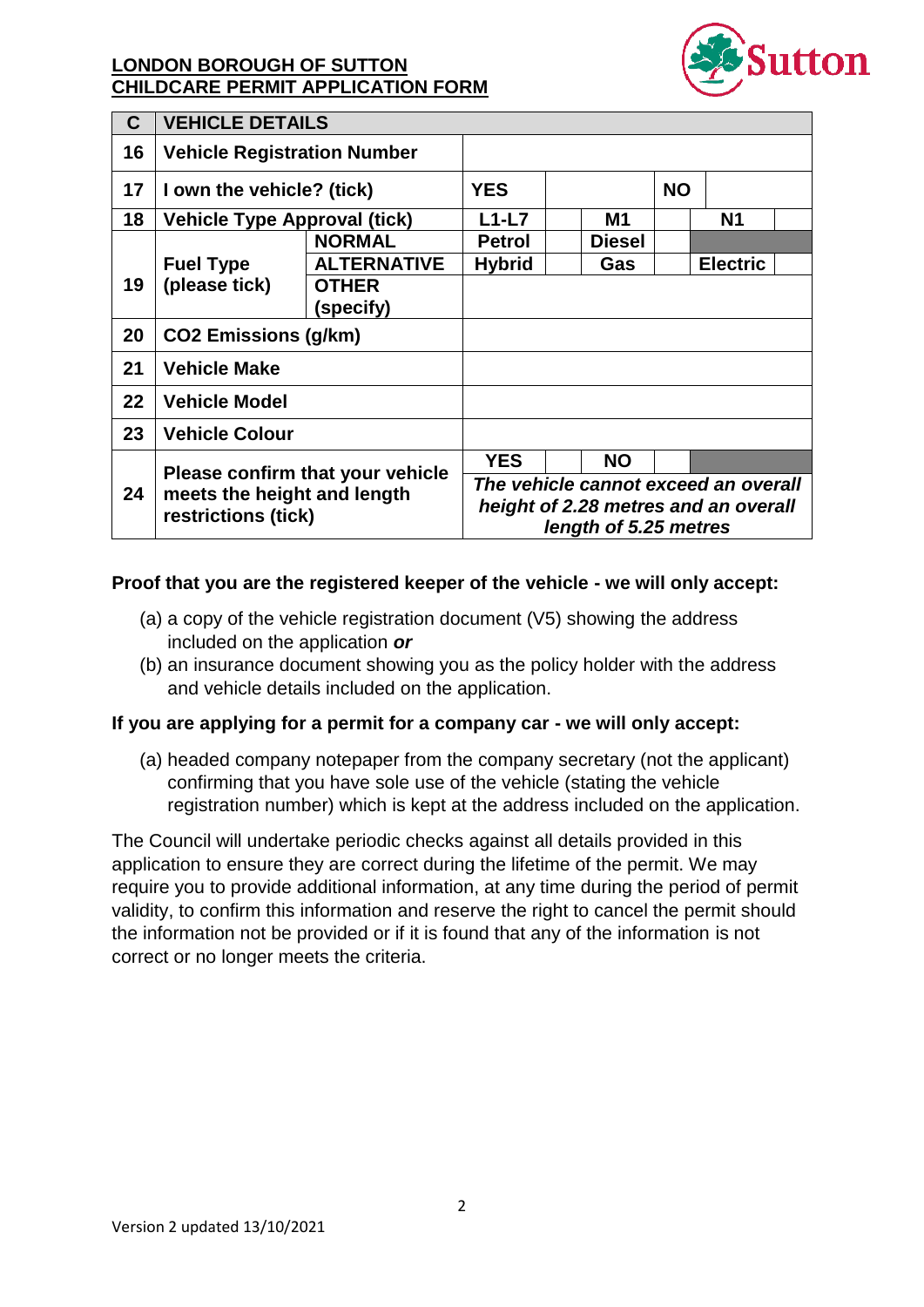**LONDON BOROUGH OF SUTTON**
**CHILDCARE PERMIT APPLICATION FORM**

| C | VEHICLE DETAILS | | | | | | | |
|---|---|---|---|---|---|---|---|---|
| 16 | Vehicle Registration Number | | | | | | | |
| 17 | I own the vehicle? (tick) | | YES | | | NO | | |
| 18 | Vehicle Type Approval (tick) | | L1-L7 | | M1 | | N1 | |
| 19 | Fuel Type (please tick) | NORMAL | Petrol | | Diesel | | | |
| | | ALTERNATIVE | Hybrid | | Gas | | Electric | |
| | | OTHER (specify) | | | | | | |
| 20 | $CO_2$ Emissions (g/km) | | | | | | | |
| 21 | Vehicle Make | | | | | | | |
| 22 | Vehicle Model | | | | | | | |
| 23 | Vehicle Colour | | | | | | | |
| 24 | Please confirm that your vehicle meets the height and length restrictions (tick) | | YES | | NO | | | |
| | | | *The vehicle cannot exceed an overall height of 2.28 metres and an overall length of 5.25 metres* | | | | | |

**Proof that you are the registered keeper of the vehicle - we will only accept:**

(a) a copy of the vehicle registration document (V5) showing the address included on the application ***or***

(b) an insurance document showing you as the policy holder with the address and vehicle details included on the application.

**If you are applying for a permit for a company car - we will only accept:**

(a) headed company notepaper from the company secretary (not the applicant) confirming that you have sole use of the vehicle (stating the vehicle registration number) which is kept at the address included on the application.

The Council will undertake periodic checks against all details provided in this application to ensure they are correct during the lifetime of the permit. We may require you to provide additional information, at any time during the period of permit validity, to confirm this information and reserve the right to cancel the permit should the information not be provided or if it is found that any of the information is not correct or no longer meets the criteria.

Version 2 updated 13/10/2021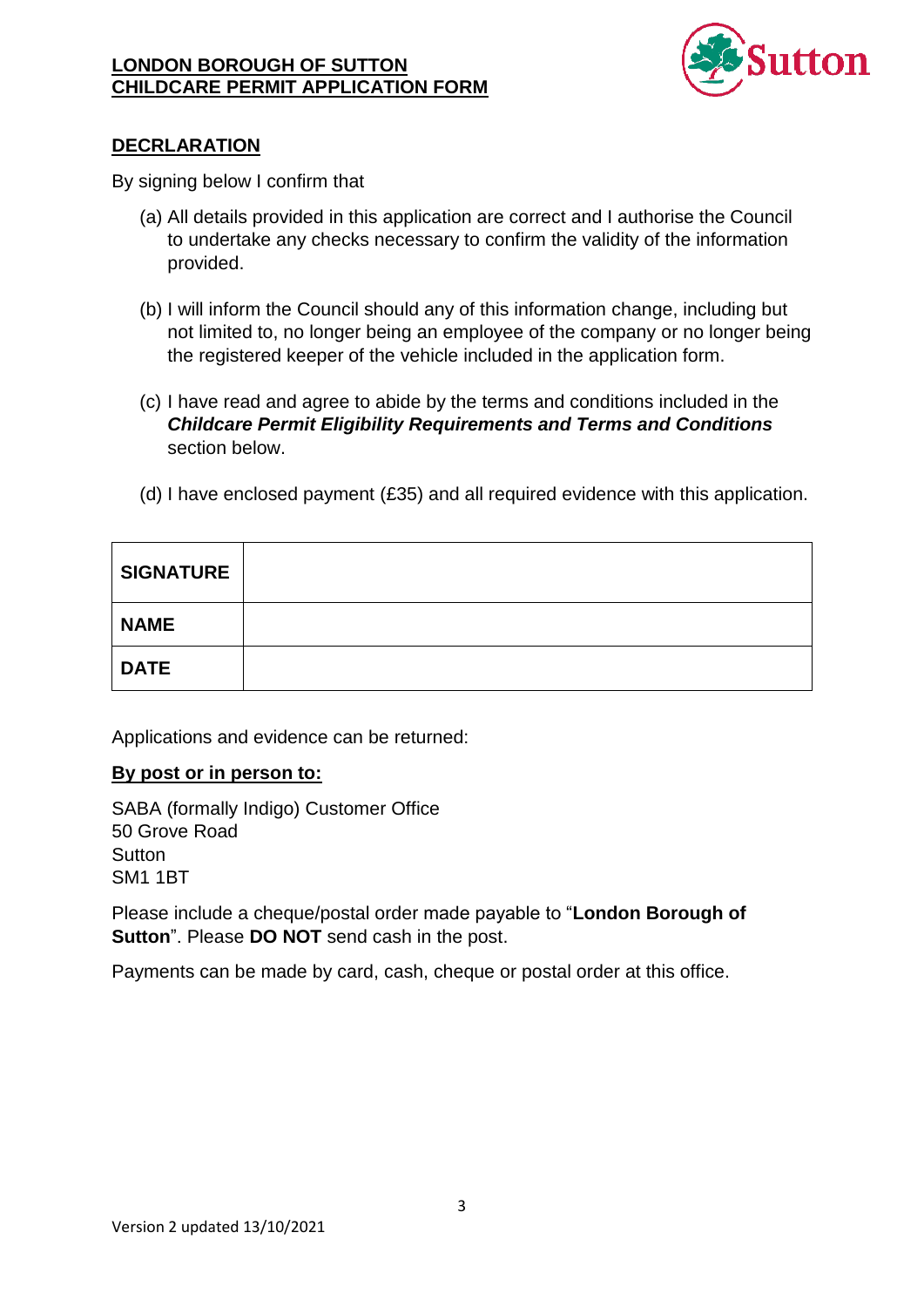**LONDON BOROUGH OF SUTTON**
**CHILDCARE PERMIT APPLICATION FORM**

## DECRLARATION

By signing below I confirm that

(a) All details provided in this application are correct and I authorise the Council to undertake any checks necessary to confirm the validity of the information provided.

(b) I will inform the Council should any of this information change, including but not limited to, no longer being an employee of the company or no longer being the registered keeper of the vehicle included in the application form.

(c) I have read and agree to abide by the terms and conditions included in the ***Childcare Permit Eligibility Requirements and Terms and Conditions*** section below.

(d) I have enclosed payment (£35) and all required evidence with this application.

| | |
|---|---|
| **SIGNATURE** | |
| **NAME** | |
| **DATE** | |

Applications and evidence can be returned:

**By post or in person to:**

SABA (formally Indigo) Customer Office
50 Grove Road
Sutton
SM1 1BT

Please include a cheque/postal order made payable to "**London Borough of Sutton**". Please **DO NOT** send cash in the post.

Payments can be made by card, cash, cheque or postal order at this office.

Version 2 updated 13/10/2021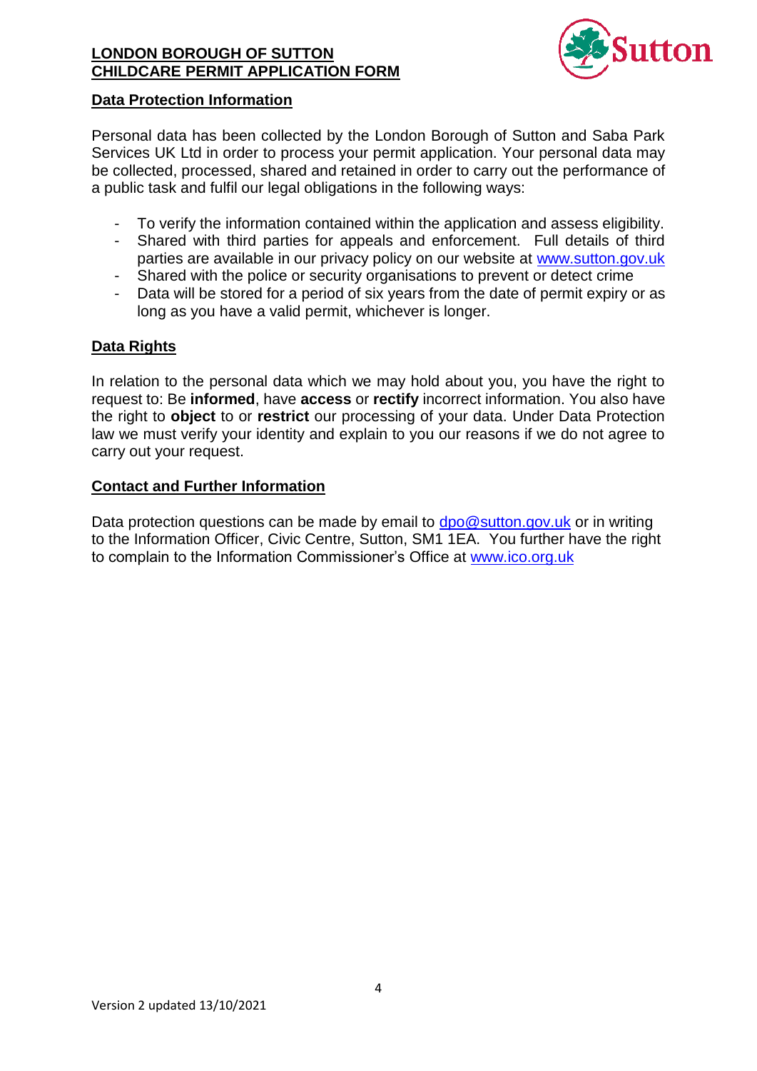## Data Protection Information

Personal data has been collected by the London Borough of Sutton and Saba Park Services UK Ltd in order to process your permit application. Your personal data may be collected, processed, shared and retained in order to carry out the performance of a public task and fulfil our legal obligations in the following ways:

- To verify the information contained within the application and assess eligibility.
- Shared with third parties for appeals and enforcement. Full details of third parties are available in our privacy policy on our website at [www.sutton.gov.uk](http://www.sutton.gov.uk)
- Shared with the police or security organisations to prevent or detect crime
- Data will be stored for a period of six years from the date of permit expiry or as long as you have a valid permit, whichever is longer.

## Data Rights

In relation to the personal data which we may hold about you, you have the right to request to: Be **informed**, have **access** or **rectify** incorrect information. You also have the right to **object** to or **restrict** our processing of your data. Under Data Protection law we must verify your identity and explain to you our reasons if we do not agree to carry out your request.

## Contact and Further Information

Data protection questions can be made by email to [dpo@sutton.gov.uk](mailto:dpo@sutton.gov.uk) or in writing to the Information Officer, Civic Centre, Sutton, SM1 1EA. You further have the right to complain to the Information Commissioner's Office at [www.ico.org.uk](http://www.ico.org.uk)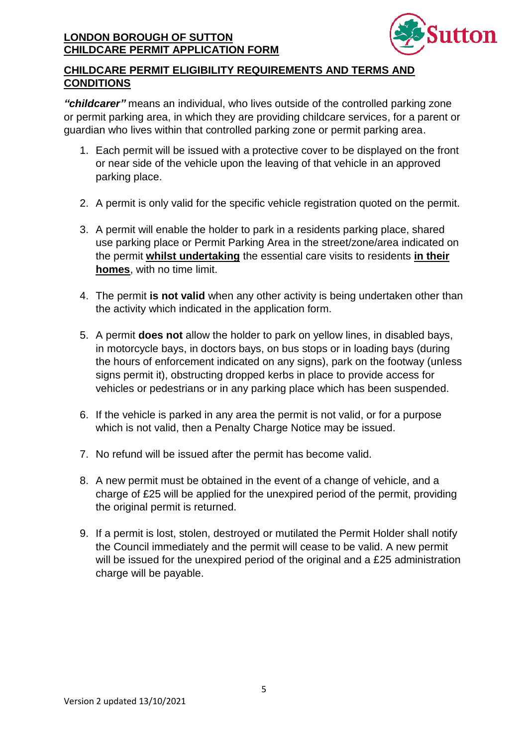**LONDON BOROUGH OF SUTTON**
**CHILDCARE PERMIT APPLICATION FORM**

## CHILDCARE PERMIT ELIGIBILITY REQUIREMENTS AND TERMS AND CONDITIONS

***"childcarer"*** means an individual, who lives outside of the controlled parking zone or permit parking area, in which they are providing childcare services, for a parent or guardian who lives within that controlled parking zone or permit parking area.

1. Each permit will be issued with a protective cover to be displayed on the front or near side of the vehicle upon the leaving of that vehicle in an approved parking place.

2. A permit is only valid for the specific vehicle registration quoted on the permit.

3. A permit will enable the holder to park in a residents parking place, shared use parking place or Permit Parking Area in the street/zone/area indicated on the permit **whilst undertaking** the essential care visits to residents **in their homes**, with no time limit.

4. The permit **is not valid** when any other activity is being undertaken other than the activity which indicated in the application form.

5. A permit **does not** allow the holder to park on yellow lines, in disabled bays, in motorcycle bays, in doctors bays, on bus stops or in loading bays (during the hours of enforcement indicated on any signs), park on the footway (unless signs permit it), obstructing dropped kerbs in place to provide access for vehicles or pedestrians or in any parking place which has been suspended.

6. If the vehicle is parked in any area the permit is not valid, or for a purpose which is not valid, then a Penalty Charge Notice may be issued.

7. No refund will be issued after the permit has become valid.

8. A new permit must be obtained in the event of a change of vehicle, and a charge of £25 will be applied for the unexpired period of the permit, providing the original permit is returned.

9. If a permit is lost, stolen, destroyed or mutilated the Permit Holder shall notify the Council immediately and the permit will cease to be valid. A new permit will be issued for the unexpired period of the original and a £25 administration charge will be payable.

Version 2 updated 13/10/2021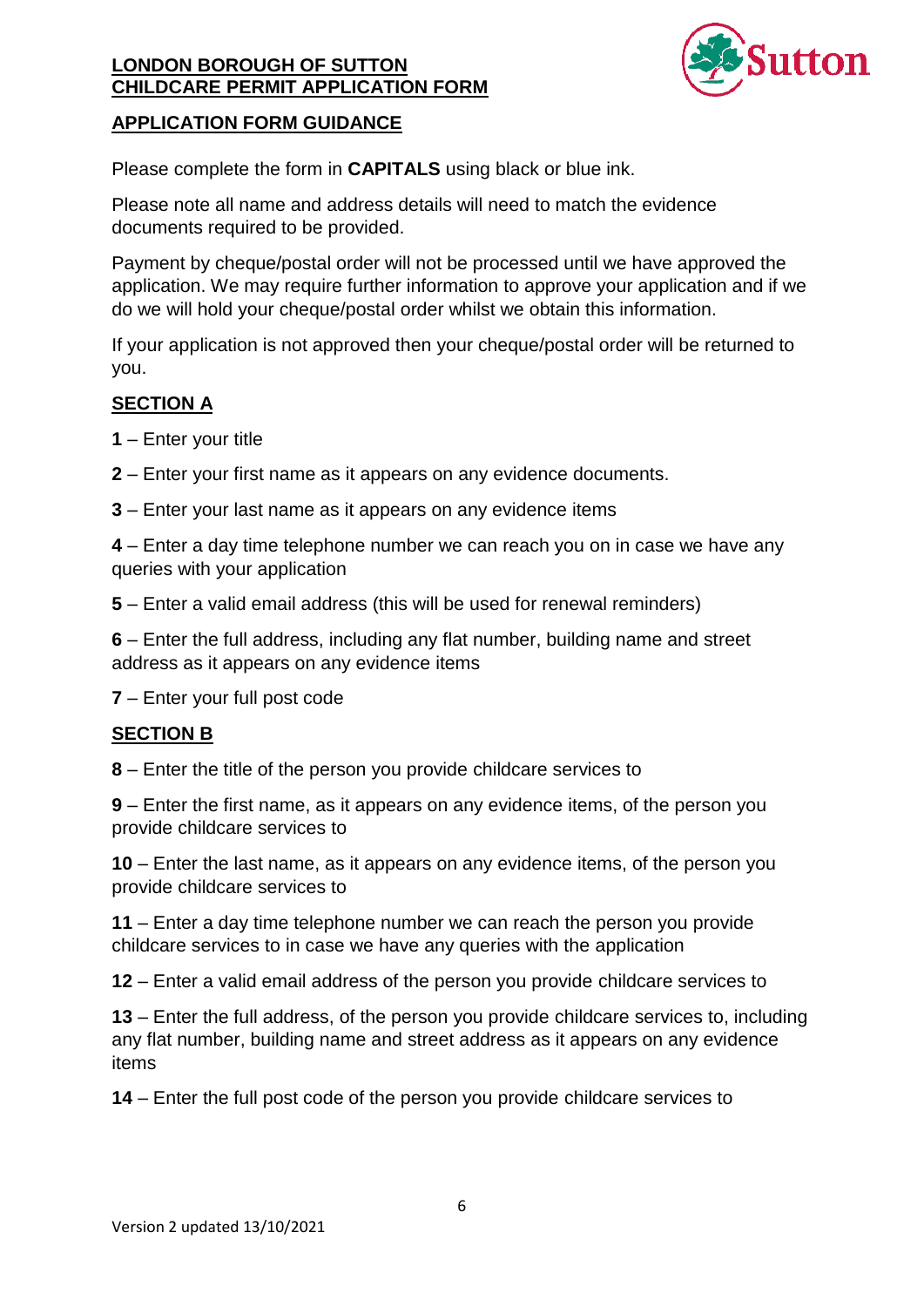**LONDON BOROUGH OF SUTTON**
**CHILDCARE PERMIT APPLICATION FORM**

## APPLICATION FORM GUIDANCE

Please complete the form in **CAPITALS** using black or blue ink.

Please note all name and address details will need to match the evidence documents required to be provided.

Payment by cheque/postal order will not be processed until we have approved the application. We may require further information to approve your application and if we do we will hold your cheque/postal order whilst we obtain this information.

If your application is not approved then your cheque/postal order will be returned to you.

## SECTION A

**1** – Enter your title

**2** – Enter your first name as it appears on any evidence documents.

**3** – Enter your last name as it appears on any evidence items

**4** – Enter a day time telephone number we can reach you on in case we have any queries with your application

**5** – Enter a valid email address (this will be used for renewal reminders)

**6** – Enter the full address, including any flat number, building name and street address as it appears on any evidence items

**7** – Enter your full post code

## SECTION B

**8** – Enter the title of the person you provide childcare services to

**9** – Enter the first name, as it appears on any evidence items, of the person you provide childcare services to

**10** – Enter the last name, as it appears on any evidence items, of the person you provide childcare services to

**11** – Enter a day time telephone number we can reach the person you provide childcare services to in case we have any queries with the application

**12** – Enter a valid email address of the person you provide childcare services to

**13** – Enter the full address, of the person you provide childcare services to, including any flat number, building name and street address as it appears on any evidence items

**14** – Enter the full post code of the person you provide childcare services to

Version 2 updated 13/10/2021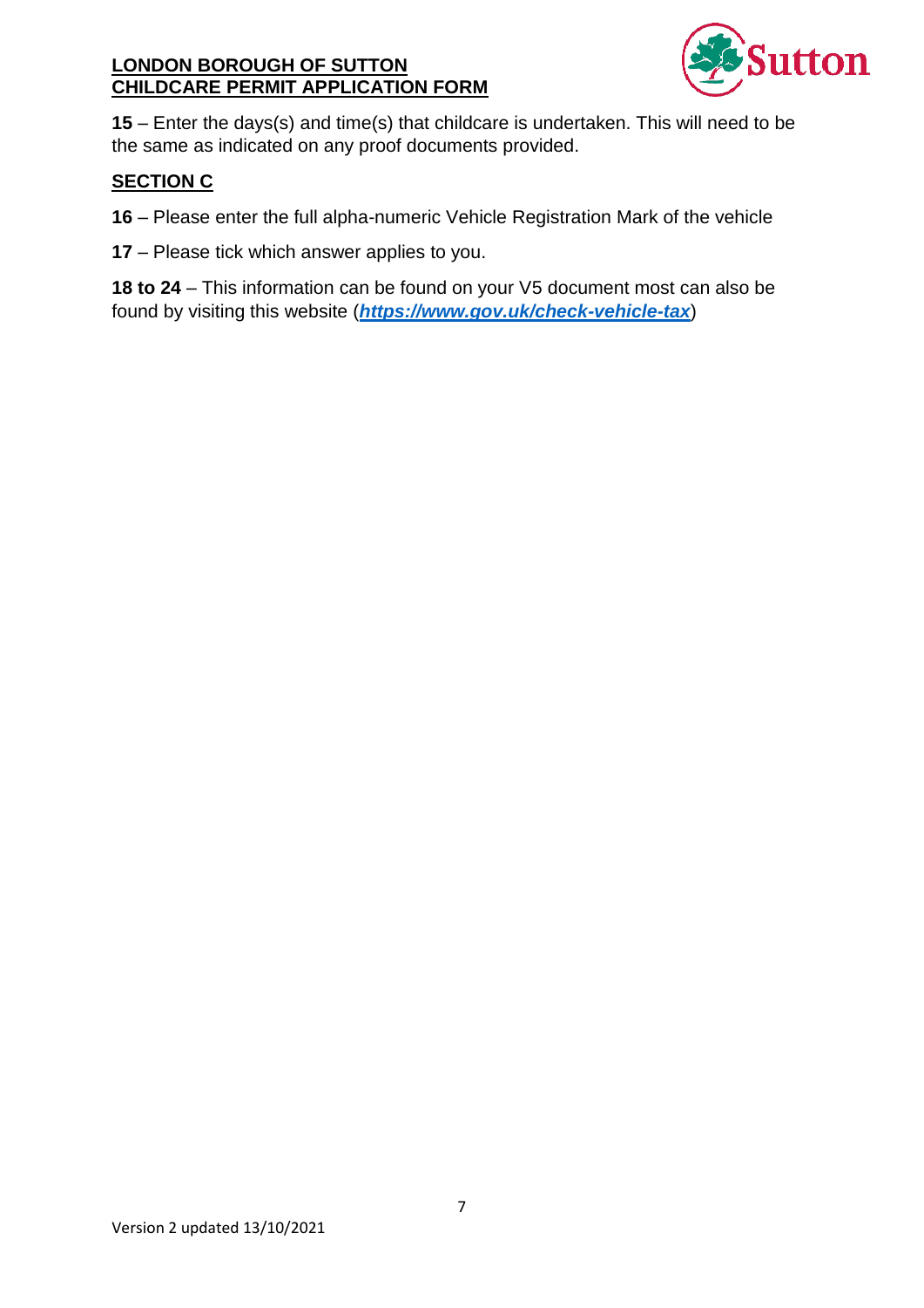**15** – Enter the days(s) and time(s) that childcare is undertaken. This will need to be the same as indicated on any proof documents provided.

## SECTION C

**16** – Please enter the full alpha-numeric Vehicle Registration Mark of the vehicle

**17** – Please tick which answer applies to you.

**18 to 24** – This information can be found on your V5 document most can also be found by visiting this website (***https://www.gov.uk/check-vehicle-tax***)